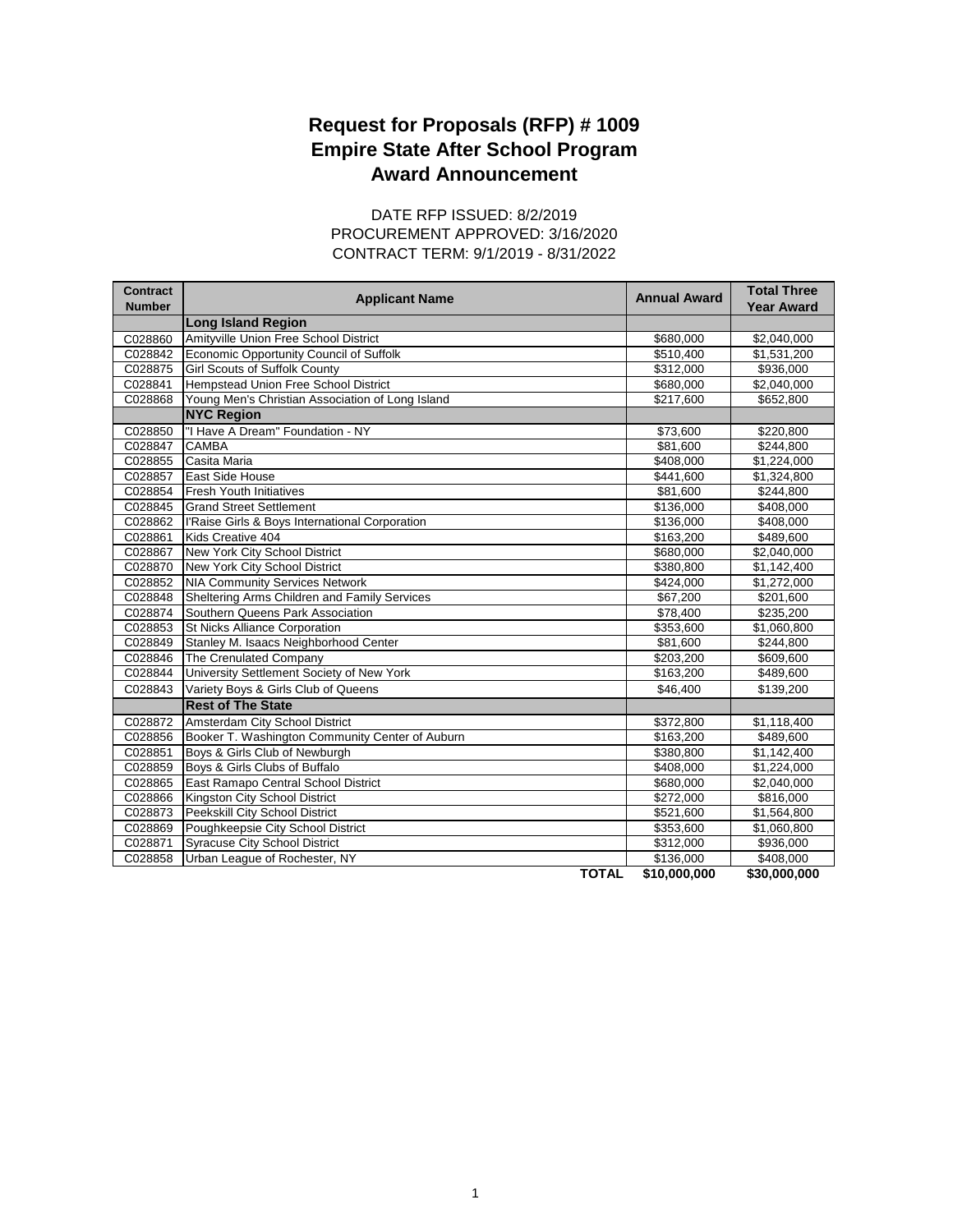# Request for Proposals (RFP) # 1009
# Empire State After School Program
# Award Announcement

DATE RFP ISSUED: 8/2/2019
PROCUREMENT APPROVED: 3/16/2020
CONTRACT TERM: 9/1/2019 - 8/31/2022

| Contract Number | Applicant Name | Annual Award | Total Three Year Award |
|---|---|---|---|
| | **Long Island Region** | | |
| C028860 | Amityville Union Free School District | $680,000 | $2,040,000 |
| C028842 | Economic Opportunity Council of Suffolk | $510,400 | $1,531,200 |
| C028875 | Girl Scouts of Suffolk County | $312,000 | $936,000 |
| C028841 | Hempstead Union Free School District | $680,000 | $2,040,000 |
| C028868 | Young Men's Christian Association of Long Island | $217,600 | $652,800 |
| | **NYC Region** | | |
| C028850 | "I Have A Dream" Foundation - NY | $73,600 | $220,800 |
| C028847 | CAMBA | $81,600 | $244,800 |
| C028855 | Casita Maria | $408,000 | $1,224,000 |
| C028857 | East Side House | $441,600 | $1,324,800 |
| C028854 | Fresh Youth Initiatives | $81,600 | $244,800 |
| C028845 | Grand Street Settlement | $136,000 | $408,000 |
| C028862 | I'Raise Girls & Boys International Corporation | $136,000 | $408,000 |
| C028861 | Kids Creative 404 | $163,200 | $489,600 |
| C028867 | New York City School District | $680,000 | $2,040,000 |
| C028870 | New York City School District | $380,800 | $1,142,400 |
| C028852 | NIA Community Services Network | $424,000 | $1,272,000 |
| C028848 | Sheltering Arms Children and Family Services | $67,200 | $201,600 |
| C028874 | Southern Queens Park Association | $78,400 | $235,200 |
| C028853 | St Nicks Alliance Corporation | $353,600 | $1,060,800 |
| C028849 | Stanley M. Isaacs Neighborhood Center | $81,600 | $244,800 |
| C028846 | The Crenulated Company | $203,200 | $609,600 |
| C028844 | University Settlement Society of New York | $163,200 | $489,600 |
| C028843 | Variety Boys & Girls Club of Queens | $46,400 | $139,200 |
| | **Rest of The State** | | |
| C028872 | Amsterdam City School District | $372,800 | $1,118,400 |
| C028856 | Booker T. Washington Community Center of Auburn | $163,200 | $489,600 |
| C028851 | Boys & Girls Club of Newburgh | $380,800 | $1,142,400 |
| C028859 | Boys & Girls Clubs of Buffalo | $408,000 | $1,224,000 |
| C028865 | East Ramapo Central School District | $680,000 | $2,040,000 |
| C028866 | Kingston City School District | $272,000 | $816,000 |
| C028873 | Peekskill City School District | $521,600 | $1,564,800 |
| C028869 | Poughkeepsie City School District | $353,600 | $1,060,800 |
| C028871 | Syracuse City School District | $312,000 | $936,000 |
| C028858 | Urban League of Rochester, NY | $136,000 | $408,000 |
| | **TOTAL** | **$10,000,000** | **$30,000,000** |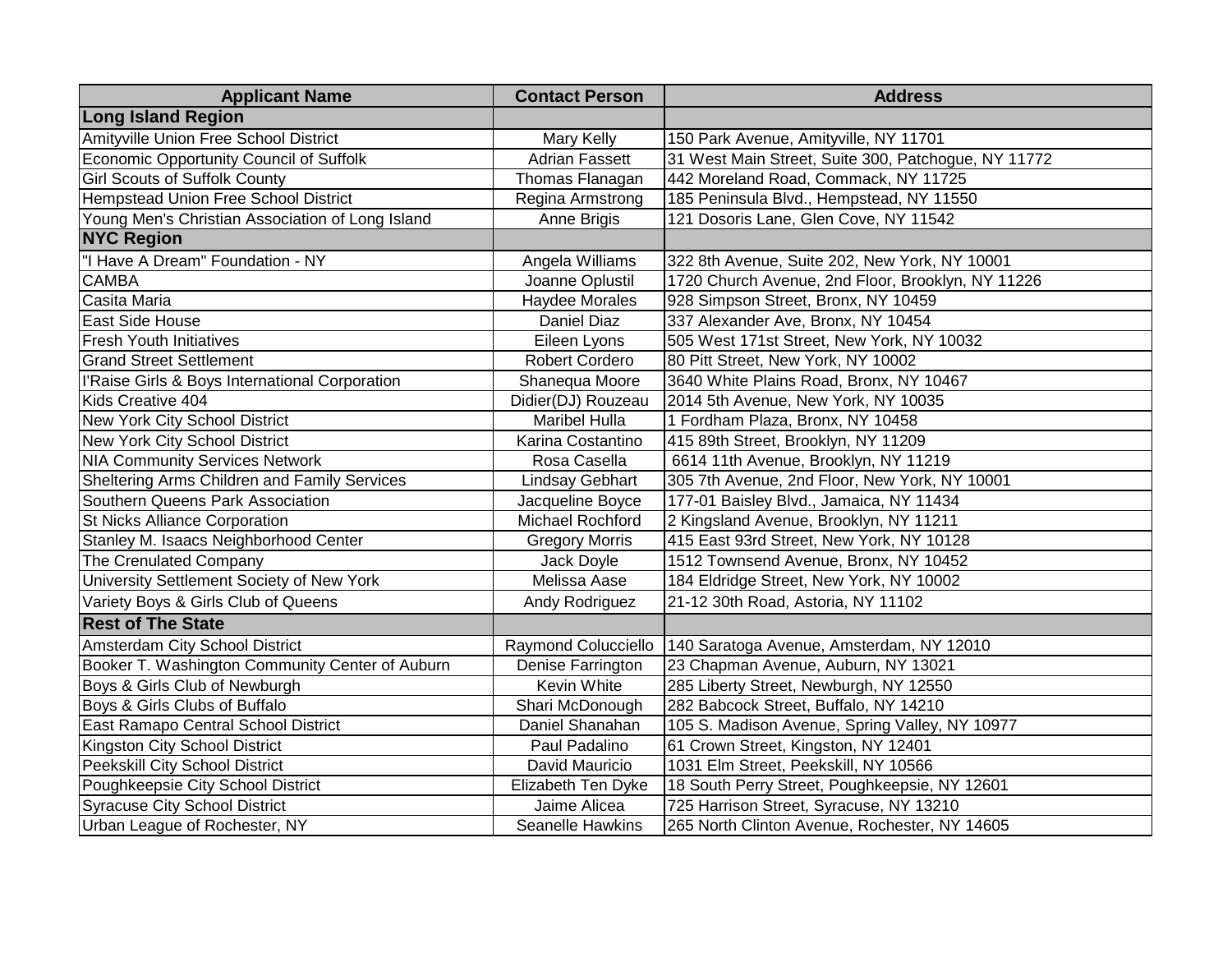| Applicant Name | Contact Person | Address |
|---|---|---|
| **Long Island Region** | | |
| Amityville Union Free School District | Mary Kelly | 150 Park Avenue, Amityville, NY 11701 |
| Economic Opportunity Council of Suffolk | Adrian Fassett | 31 West Main Street, Suite 300, Patchogue, NY 11772 |
| Girl Scouts of Suffolk County | Thomas Flanagan | 442 Moreland Road, Commack, NY 11725 |
| Hempstead Union Free School District | Regina Armstrong | 185 Peninsula Blvd., Hempstead, NY 11550 |
| Young Men's Christian Association of Long Island | Anne Brigis | 121 Dosoris Lane, Glen Cove, NY 11542 |
| **NYC Region** | | |
| "I Have A Dream" Foundation - NY | Angela Williams | 322 8th Avenue, Suite 202, New York, NY 10001 |
| CAMBA | Joanne Oplustil | 1720 Church Avenue, 2nd Floor, Brooklyn, NY 11226 |
| Casita Maria | Haydee Morales | 928 Simpson Street, Bronx, NY 10459 |
| East Side House | Daniel Diaz | 337 Alexander Ave, Bronx, NY 10454 |
| Fresh Youth Initiatives | Eileen Lyons | 505 West 171st Street, New York, NY 10032 |
| Grand Street Settlement | Robert Cordero | 80 Pitt Street, New York, NY 10002 |
| I'Raise Girls & Boys International Corporation | Shanequa Moore | 3640 White Plains Road, Bronx, NY 10467 |
| Kids Creative 404 | Didier(DJ) Rouzeau | 2014 5th Avenue, New York, NY 10035 |
| New York City School District | Maribel Hulla | 1 Fordham Plaza, Bronx, NY 10458 |
| New York City School District | Karina Costantino | 415 89th Street, Brooklyn, NY 11209 |
| NIA Community Services Network | Rosa Casella | 6614 11th Avenue, Brooklyn, NY 11219 |
| Sheltering Arms Children and Family Services | Lindsay Gebhart | 305 7th Avenue, 2nd Floor, New York, NY 10001 |
| Southern Queens Park Association | Jacqueline Boyce | 177-01 Baisley Blvd., Jamaica, NY 11434 |
| St Nicks Alliance Corporation | Michael Rochford | 2 Kingsland Avenue, Brooklyn, NY 11211 |
| Stanley M. Isaacs Neighborhood Center | Gregory Morris | 415 East 93rd Street, New York, NY 10128 |
| The Crenulated Company | Jack Doyle | 1512 Townsend Avenue, Bronx, NY 10452 |
| University Settlement Society of New York | Melissa Aase | 184 Eldridge Street, New York, NY 10002 |
| Variety Boys & Girls Club of Queens | Andy Rodriguez | 21-12 30th Road, Astoria, NY 11102 |
| **Rest of The State** | | |
| Amsterdam City School District | Raymond Colucciello | 140 Saratoga Avenue, Amsterdam, NY 12010 |
| Booker T. Washington Community Center of Auburn | Denise Farrington | 23 Chapman Avenue, Auburn, NY 13021 |
| Boys & Girls Club of Newburgh | Kevin White | 285 Liberty Street, Newburgh, NY 12550 |
| Boys & Girls Clubs of Buffalo | Shari McDonough | 282 Babcock Street, Buffalo, NY 14210 |
| East Ramapo Central School District | Daniel Shanahan | 105 S. Madison Avenue, Spring Valley, NY 10977 |
| Kingston City School District | Paul Padalino | 61 Crown Street, Kingston, NY 12401 |
| Peekskill City School District | David Mauricio | 1031 Elm Street, Peekskill, NY 10566 |
| Poughkeepsie City School District | Elizabeth Ten Dyke | 18 South Perry Street, Poughkeepsie, NY 12601 |
| Syracuse City School District | Jaime Alicea | 725 Harrison Street, Syracuse, NY 13210 |
| Urban League of Rochester, NY | Seanelle Hawkins | 265 North Clinton Avenue, Rochester, NY 14605 |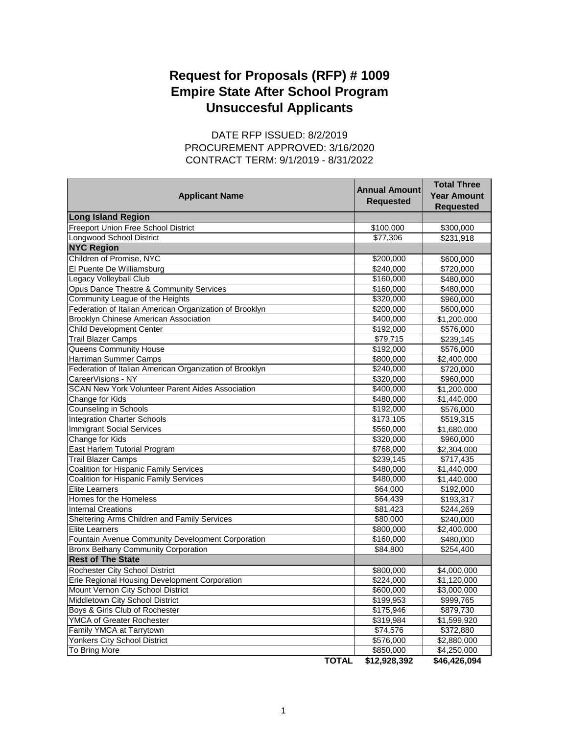# Request for Proposals (RFP) # 1009
# Empire State After School Program
# Unsuccesful Applicants

DATE RFP ISSUED: 8/2/2019
PROCUREMENT APPROVED: 3/16/2020
CONTRACT TERM: 9/1/2019 - 8/31/2022

| Applicant Name | Annual Amount Requested | Total Three Year Amount Requested |
|---|---|---|
| **Long Island Region** | | |
| Freeport Union Free School District | $100,000 | $300,000 |
| Longwood School District | $77,306 | $231,918 |
| **NYC Region** | | |
| Children of Promise, NYC | $200,000 | $600,000 |
| El Puente De Williamsburg | $240,000 | $720,000 |
| Legacy Volleyball Club | $160,000 | $480,000 |
| Opus Dance Theatre & Community Services | $160,000 | $480,000 |
| Community League of the Heights | $320,000 | $960,000 |
| Federation of Italian American Organization of Brooklyn | $200,000 | $600,000 |
| Brooklyn Chinese American Association | $400,000 | $1,200,000 |
| Child Development Center | $192,000 | $576,000 |
| Trail Blazer Camps | $79,715 | $239,145 |
| Queens Community House | $192,000 | $576,000 |
| Harriman Summer Camps | $800,000 | $2,400,000 |
| Federation of Italian American Organization of Brooklyn | $240,000 | $720,000 |
| CareerVisions - NY | $320,000 | $960,000 |
| SCAN New York Volunteer Parent Aides Association | $400,000 | $1,200,000 |
| Change for Kids | $480,000 | $1,440,000 |
| Counseling in Schools | $192,000 | $576,000 |
| Integration Charter Schools | $173,105 | $519,315 |
| Immigrant Social Services | $560,000 | $1,680,000 |
| Change for Kids | $320,000 | $960,000 |
| East Harlem Tutorial Program | $768,000 | $2,304,000 |
| Trail Blazer Camps | $239,145 | $717,435 |
| Coalition for Hispanic Family Services | $480,000 | $1,440,000 |
| Coalition for Hispanic Family Services | $480,000 | $1,440,000 |
| Elite Learners | $64,000 | $192,000 |
| Homes for the Homeless | $64,439 | $193,317 |
| Internal Creations | $81,423 | $244,269 |
| Sheltering Arms Children and Family Services | $80,000 | $240,000 |
| Elite Learners | $800,000 | $2,400,000 |
| Fountain Avenue Community Development Corporation | $160,000 | $480,000 |
| Bronx Bethany Community Corporation | $84,800 | $254,400 |
| **Rest of The State** | | |
| Rochester City School District | $800,000 | $4,000,000 |
| Erie Regional Housing Development Corporation | $224,000 | $1,120,000 |
| Mount Vernon City School District | $600,000 | $3,000,000 |
| Middletown City School District | $199,953 | $999,765 |
| Boys & Girls Club of Rochester | $175,946 | $879,730 |
| YMCA of Greater Rochester | $319,984 | $1,599,920 |
| Family YMCA at Tarrytown | $74,576 | $372,880 |
| Yonkers City School District | $576,000 | $2,880,000 |
| To Bring More | $850,000 | $4,250,000 |
| **TOTAL** | **$12,928,392** | **$46,426,094** |